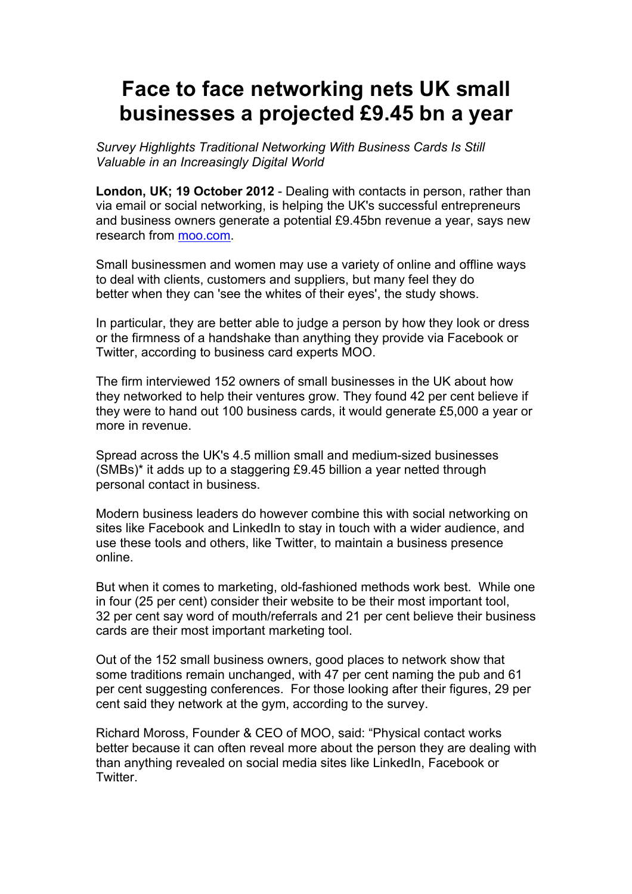# Face to face networking nets UK small businesses a projected £9.45 bn a year

*Survey Highlights Traditional Networking With Business Cards Is Still Valuable in an Increasingly Digital World*

**London, UK; 19 October 2012** - Dealing with contacts in person, rather than via email or social networking, is helping the UK's successful entrepreneurs and business owners generate a potential £9.45bn revenue a year, says new research from moo.com.

Small businessmen and women may use a variety of online and offline ways to deal with clients, customers and suppliers, but many feel they do better when they can 'see the whites of their eyes', the study shows.

In particular, they are better able to judge a person by how they look or dress or the firmness of a handshake than anything they provide via Facebook or Twitter, according to business card experts MOO.

The firm interviewed 152 owners of small businesses in the UK about how they networked to help their ventures grow. They found 42 per cent believe if they were to hand out 100 business cards, it would generate £5,000 a year or more in revenue.

Spread across the UK's 4.5 million small and medium-sized businesses (SMBs)* it adds up to a staggering £9.45 billion a year netted through personal contact in business.

Modern business leaders do however combine this with social networking on sites like Facebook and LinkedIn to stay in touch with a wider audience, and use these tools and others, like Twitter, to maintain a business presence online.

But when it comes to marketing, old-fashioned methods work best. While one in four (25 per cent) consider their website to be their most important tool, 32 per cent say word of mouth/referrals and 21 per cent believe their business cards are their most important marketing tool.

Out of the 152 small business owners, good places to network show that some traditions remain unchanged, with 47 per cent naming the pub and 61 per cent suggesting conferences. For those looking after their figures, 29 per cent said they network at the gym, according to the survey.

Richard Moross, Founder & CEO of MOO, said: "Physical contact works better because it can often reveal more about the person they are dealing with than anything revealed on social media sites like LinkedIn, Facebook or Twitter.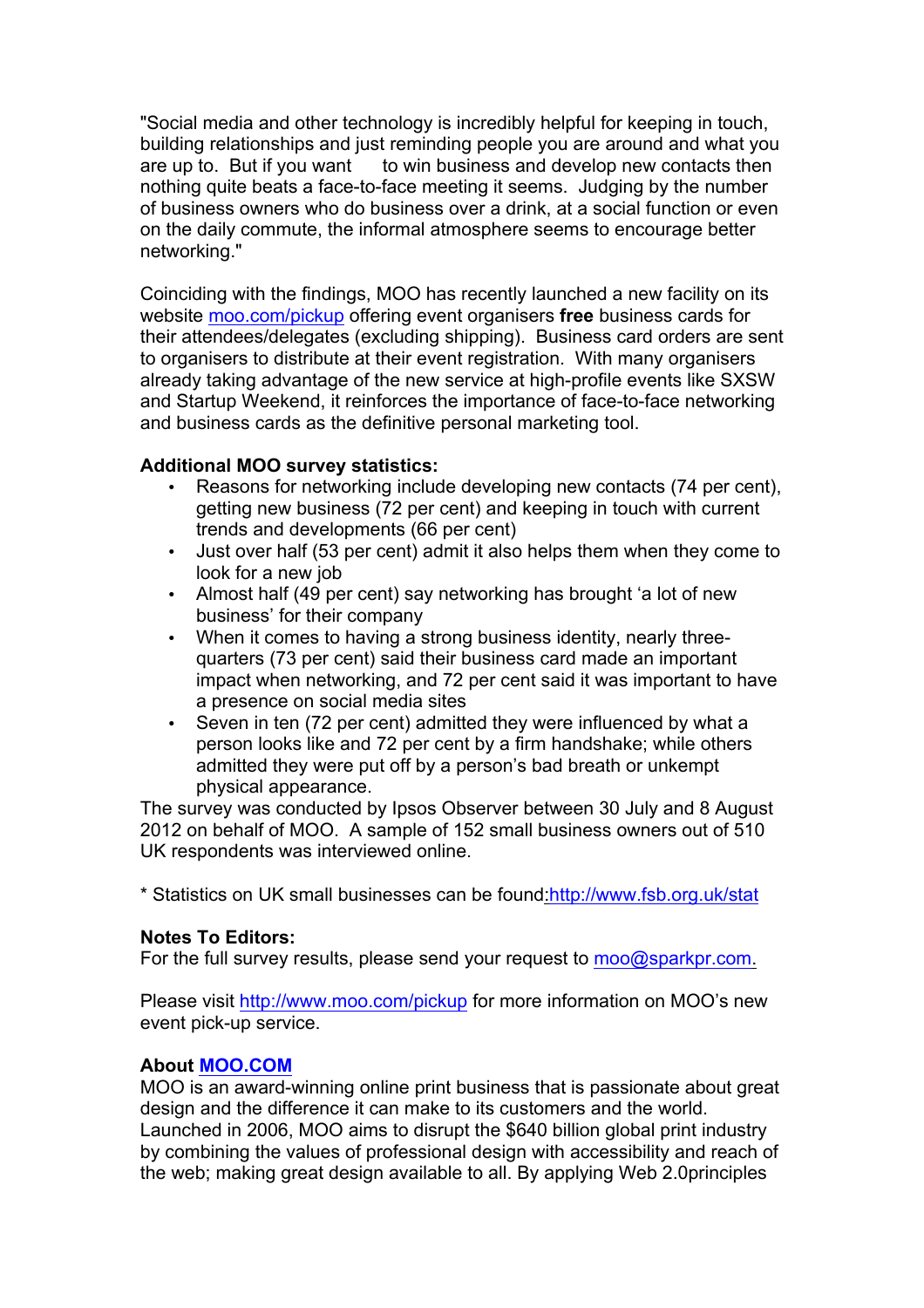"Social media and other technology is incredibly helpful for keeping in touch, building relationships and just reminding people you are around and what you are up to. But if you want to win business and develop new contacts then nothing quite beats a face-to-face meeting it seems. Judging by the number of business owners who do business over a drink, at a social function or even on the daily commute, the informal atmosphere seems to encourage better networking."

Coinciding with the findings, MOO has recently launched a new facility on its website [moo.com/pickup](http://moo.com/pickup) offering event organisers **free** business cards for their attendees/delegates (excluding shipping). Business card orders are sent to organisers to distribute at their event registration. With many organisers already taking advantage of the new service at high-profile events like SXSW and Startup Weekend, it reinforces the importance of face-to-face networking and business cards as the definitive personal marketing tool.

**Additional MOO survey statistics:**

- Reasons for networking include developing new contacts (74 per cent), getting new business (72 per cent) and keeping in touch with current trends and developments (66 per cent)
- Just over half (53 per cent) admit it also helps them when they come to look for a new job
- Almost half (49 per cent) say networking has brought 'a lot of new business' for their company
- When it comes to having a strong business identity, nearly three-quarters (73 per cent) said their business card made an important impact when networking, and 72 per cent said it was important to have a presence on social media sites
- Seven in ten (72 per cent) admitted they were influenced by what a person looks like and 72 per cent by a firm handshake; while others admitted they were put off by a person's bad breath or unkempt physical appearance.

The survey was conducted by Ipsos Observer between 30 July and 8 August 2012 on behalf of MOO. A sample of 152 small business owners out of 510 UK respondents was interviewed online.

* Statistics on UK small businesses can be found:[http://www.fsb.org.uk/stat](http://www.fsb.org.uk/stat)

**Notes To Editors:**

For the full survey results, please send your request to [moo@sparkpr.com](mailto:moo@sparkpr.com).

Please visit [http://www.moo.com/pickup](http://www.moo.com/pickup) for more information on MOO's new event pick-up service.

**About [MOO.COM](http://MOO.COM)**

MOO is an award-winning online print business that is passionate about great design and the difference it can make to its customers and the world. Launched in 2006, MOO aims to disrupt the $640 billion global print industry by combining the values of professional design with accessibility and reach of the web; making great design available to all. By applying Web 2.0principles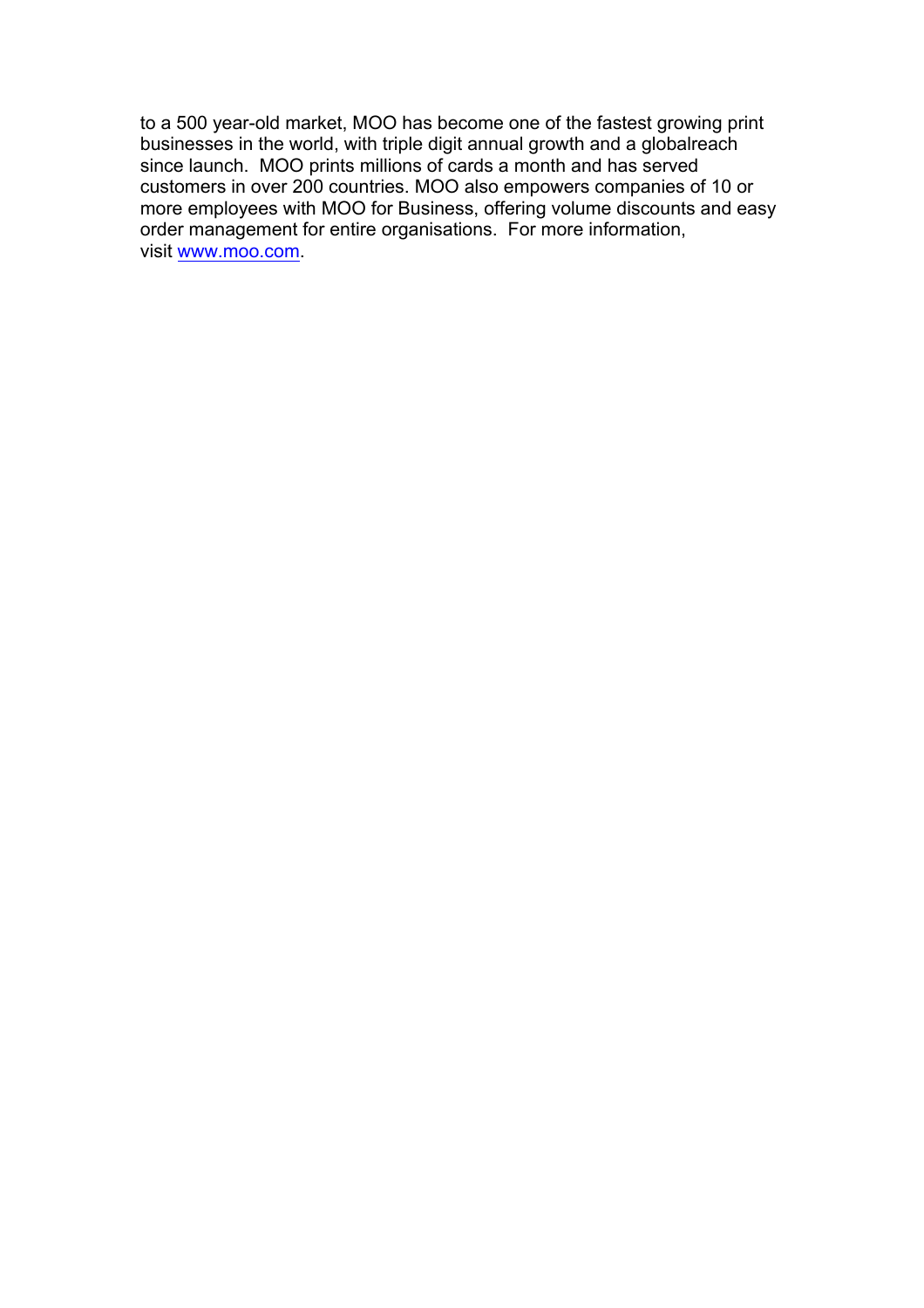to a 500 year-old market, MOO has become one of the fastest growing print businesses in the world, with triple digit annual growth and a globalreach since launch.  MOO prints millions of cards a month and has served customers in over 200 countries. MOO also empowers companies of 10 or more employees with MOO for Business, offering volume discounts and easy order management for entire organisations.  For more information, visit [www.moo.com](http://www.moo.com).